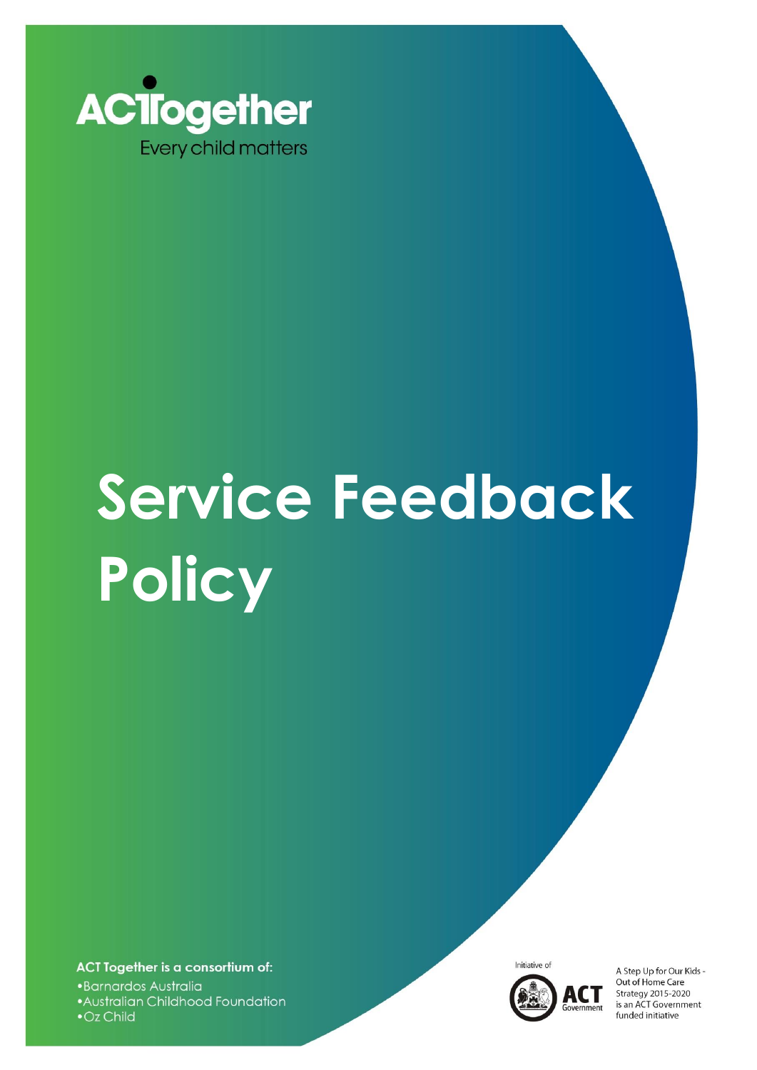ACTogether

Every child matters

# Service Feedback Policy

**ACT Together is a consortium of:**

- Barnardos Australia
- Australian Childhood Foundation
- Oz Child

Initiative of

ACT Government

A Step Up for Our Kids - Out of Home Care Strategy 2015-2020 is an ACT Government funded initiative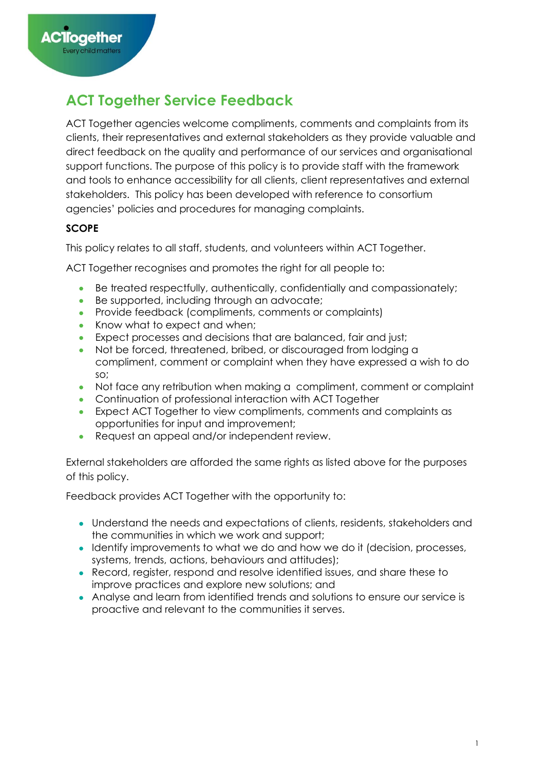# ACT Together Service Feedback

ACT Together agencies welcome compliments, comments and complaints from its clients, their representatives and external stakeholders as they provide valuable and direct feedback on the quality and performance of our services and organisational support functions. The purpose of this policy is to provide staff with the framework and tools to enhance accessibility for all clients, client representatives and external stakeholders. This policy has been developed with reference to consortium agencies' policies and procedures for managing complaints.

**SCOPE**

This policy relates to all staff, students, and volunteers within ACT Together.

ACT Together recognises and promotes the right for all people to:

- Be treated respectfully, authentically, confidentially and compassionately;
- Be supported, including through an advocate;
- Provide feedback (compliments, comments or complaints)
- Know what to expect and when;
- Expect processes and decisions that are balanced, fair and just;
- Not be forced, threatened, bribed, or discouraged from lodging a compliment, comment or complaint when they have expressed a wish to do so;
- Not face any retribution when making a compliment, comment or complaint
- Continuation of professional interaction with ACT Together
- Expect ACT Together to view compliments, comments and complaints as opportunities for input and improvement;
- Request an appeal and/or independent review.

External stakeholders are afforded the same rights as listed above for the purposes of this policy.

Feedback provides ACT Together with the opportunity to:

- Understand the needs and expectations of clients, residents, stakeholders and the communities in which we work and support;
- Identify improvements to what we do and how we do it (decision, processes, systems, trends, actions, behaviours and attitudes);
- Record, register, respond and resolve identified issues, and share these to improve practices and explore new solutions; and
- Analyse and learn from identified trends and solutions to ensure our service is proactive and relevant to the communities it serves.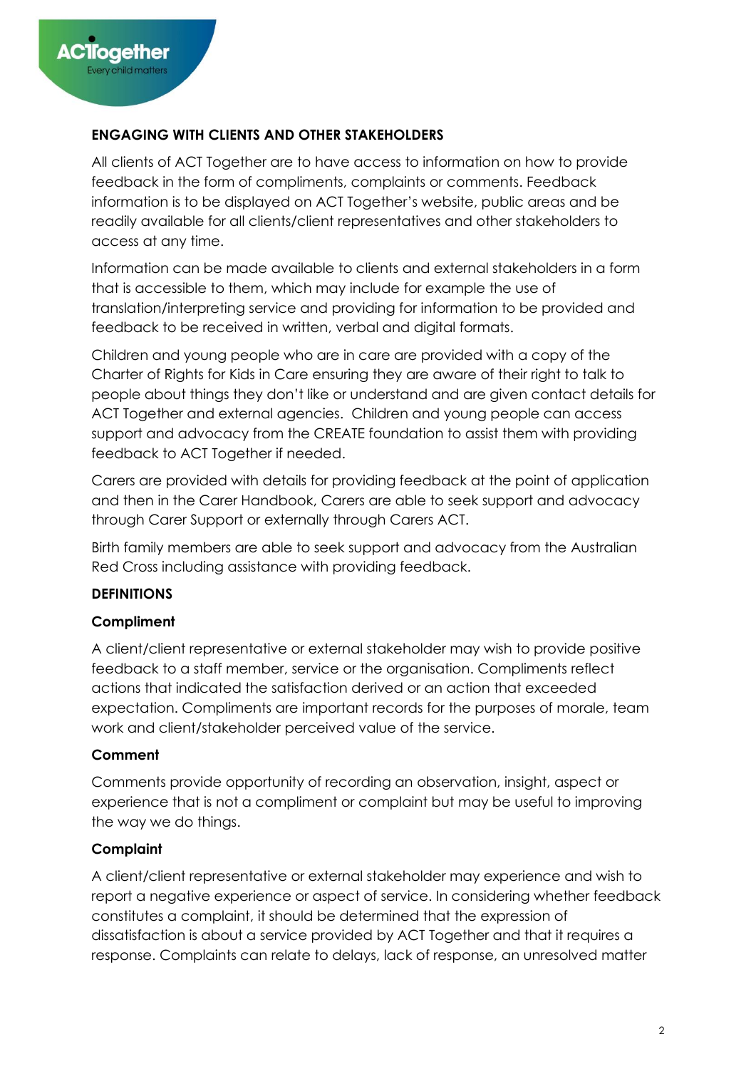## ENGAGING WITH CLIENTS AND OTHER STAKEHOLDERS

All clients of ACT Together are to have access to information on how to provide feedback in the form of compliments, complaints or comments. Feedback information is to be displayed on ACT Together's website, public areas and be readily available for all clients/client representatives and other stakeholders to access at any time.

Information can be made available to clients and external stakeholders in a form that is accessible to them, which may include for example the use of translation/interpreting service and providing for information to be provided and feedback to be received in written, verbal and digital formats.

Children and young people who are in care are provided with a copy of the Charter of Rights for Kids in Care ensuring they are aware of their right to talk to people about things they don't like or understand and are given contact details for ACT Together and external agencies. Children and young people can access support and advocacy from the CREATE foundation to assist them with providing feedback to ACT Together if needed.

Carers are provided with details for providing feedback at the point of application and then in the Carer Handbook, Carers are able to seek support and advocacy through Carer Support or externally through Carers ACT.

Birth family members are able to seek support and advocacy from the Australian Red Cross including assistance with providing feedback.

## DEFINITIONS

### Compliment

A client/client representative or external stakeholder may wish to provide positive feedback to a staff member, service or the organisation. Compliments reflect actions that indicated the satisfaction derived or an action that exceeded expectation. Compliments are important records for the purposes of morale, team work and client/stakeholder perceived value of the service.

### Comment

Comments provide opportunity of recording an observation, insight, aspect or experience that is not a compliment or complaint but may be useful to improving the way we do things.

### Complaint

A client/client representative or external stakeholder may experience and wish to report a negative experience or aspect of service. In considering whether feedback constitutes a complaint, it should be determined that the expression of dissatisfaction is about a service provided by ACT Together and that it requires a response. Complaints can relate to delays, lack of response, an unresolved matter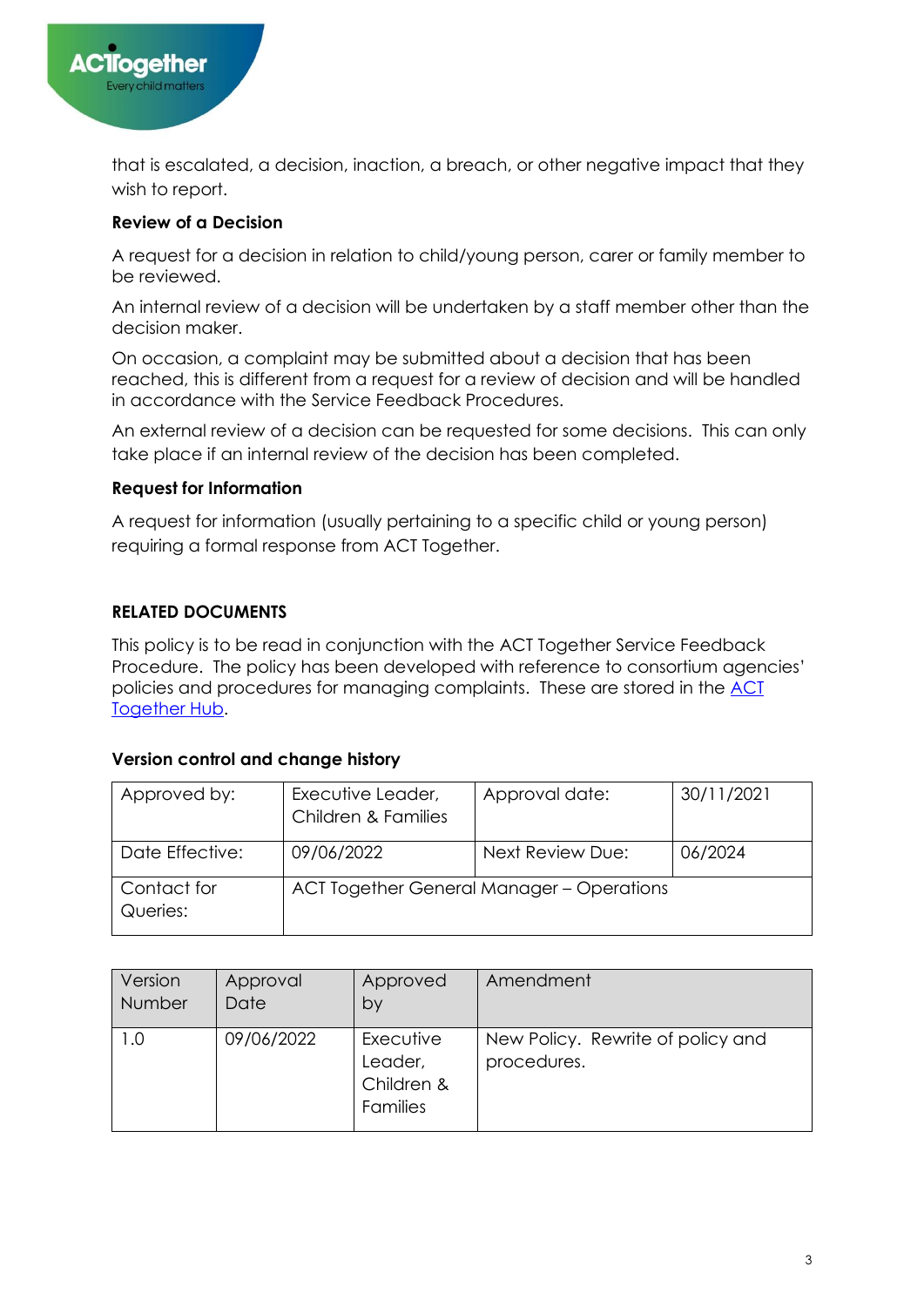that is escalated, a decision, inaction, a breach, or other negative impact that they wish to report.

**Review of a Decision**

A request for a decision in relation to child/young person, carer or family member to be reviewed.

An internal review of a decision will be undertaken by a staff member other than the decision maker.

On occasion, a complaint may be submitted about a decision that has been reached, this is different from a request for a review of decision and will be handled in accordance with the Service Feedback Procedures.

An external review of a decision can be requested for some decisions. This can only take place if an internal review of the decision has been completed.

**Request for Information**

A request for information (usually pertaining to a specific child or young person) requiring a formal response from ACT Together.

## RELATED DOCUMENTS

This policy is to be read in conjunction with the ACT Together Service Feedback Procedure. The policy has been developed with reference to consortium agencies' policies and procedures for managing complaints. These are stored in the ACT Together Hub.

**Version control and change history**

| | | | |
|---|---|---|---|
| Approved by: | Executive Leader, Children & Families | Approval date: | 30/11/2021 |
| Date Effective: | 09/06/2022 | Next Review Due: | 06/2024 |
| Contact for Queries: | ACT Together General Manager – Operations | | |

| Version Number | Approval Date | Approved by | Amendment |
|---|---|---|---|
| 1.0 | 09/06/2022 | Executive Leader, Children & Families | New Policy. Rewrite of policy and procedures. |